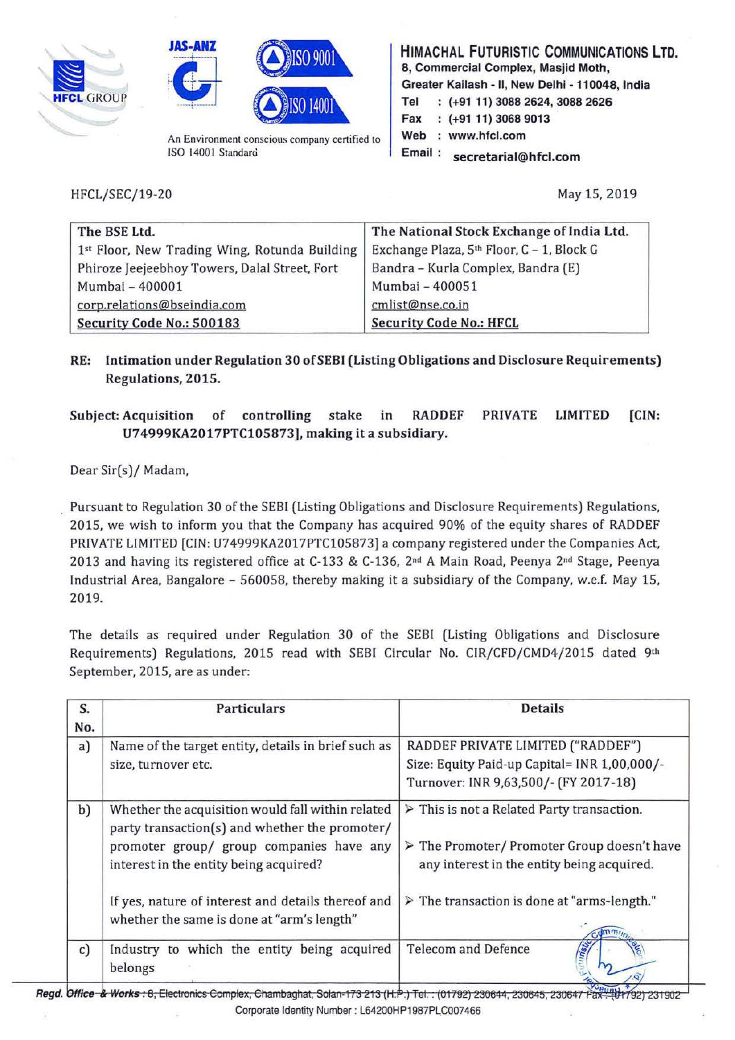**HIMACHAL FUTURISTIC COMMUNICATIONS LTD.**
8, Commercial Complex, Masjid Moth,
Greater Kailash - II, New Delhi - 110048, India
Tel : (+91 11) 3088 2624, 3088 2626
Fax : (+91 11) 3068 9013
Web : www.hfcl.com
Email : secretarial@hfcl.com

An Environment conscious company certified to ISO 14001 Standard

HFCL/SEC/19-20

May 15, 2019

| The BSE Ltd. | The National Stock Exchange of India Ltd. |
|---|---|
| 1st Floor, New Trading Wing, Rotunda Building | Exchange Plaza, 5th Floor, C – 1, Block G |
| Phiroze Jeejeebhoy Towers, Dalal Street, Fort | Bandra – Kurla Complex, Bandra (E) |
| Mumbai – 400001 | Mumbai – 400051 |
| corp.relations@bseindia.com | cmlist@nse.co.in |
| **Security Code No.: 500183** | **Security Code No.: HFCL** |

**RE: Intimation under Regulation 30 of SEBI (Listing Obligations and Disclosure Requirements) Regulations, 2015.**

**Subject: Acquisition of controlling stake in RADDEF PRIVATE LIMITED [CIN: U74999KA2017PTC105873], making it a subsidiary.**

Dear Sir(s)/ Madam,

Pursuant to Regulation 30 of the SEBI (Listing Obligations and Disclosure Requirements) Regulations, 2015, we wish to inform you that the Company has acquired 90% of the equity shares of RADDEF PRIVATE LIMITED [CIN: U74999KA2017PTC105873] a company registered under the Companies Act, 2013 and having its registered office at C-133 & C-136, 2nd A Main Road, Peenya 2nd Stage, Peenya Industrial Area, Bangalore – 560058, thereby making it a subsidiary of the Company, w.e.f. May 15, 2019.

The details as required under Regulation 30 of the SEBI (Listing Obligations and Disclosure Requirements) Regulations, 2015 read with SEBI Circular No. CIR/CFD/CMD4/2015 dated 9th September, 2015, are as under:

| S. No. | Particulars | Details |
|---|---|---|
| a) | Name of the target entity, details in brief such as size, turnover etc. | RADDEF PRIVATE LIMITED ("RADDEF")<br>Size: Equity Paid-up Capital= INR 1,00,000/-<br>Turnover: INR 9,63,500/- (FY 2017-18) |
| b) | Whether the acquisition would fall within related party transaction(s) and whether the promoter/ promoter group/ group companies have any interest in the entity being acquired?<br><br>If yes, nature of interest and details thereof and whether the same is done at "arm's length" | ➢ This is not a Related Party transaction.<br>➢ The Promoter/ Promoter Group doesn't have any interest in the entity being acquired.<br>➢ The transaction is done at "arms-length." |
| c) | Industry to which the entity being acquired belongs | Telecom and Defence |

**Regd. Office & Works** : 8, Electronics Complex, Chambaghat, Solan-173 213 (H.P.) Tel. : (01792) 230644, 230645, 230647 Fax : (01792) 231902
Corporate Identity Number : L64200HP1987PLC007466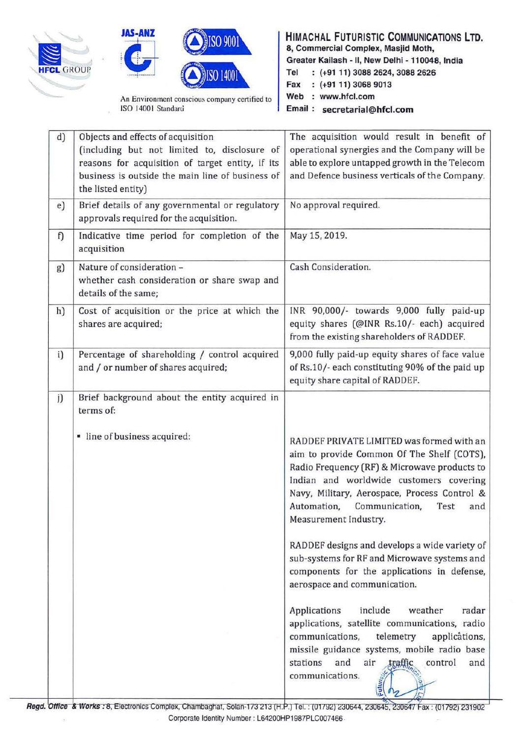| | | |
|---|---|---|
| d) | Objects and effects of acquisition (including but not limited to, disclosure of reasons for acquisition of target entity, if its business is outside the main line of business of the listed entity) | The acquisition would result in benefit of operational synergies and the Company will be able to explore untapped growth in the Telecom and Defence business verticals of the Company. |
| e) | Brief details of any governmental or regulatory approvals required for the acquisition. | No approval required. |
| f) | Indicative time period for completion of the acquisition | May 15, 2019. |
| g) | Nature of consideration – whether cash consideration or share swap and details of the same; | Cash Consideration. |
| h) | Cost of acquisition or the price at which the shares are acquired; | INR 90,000/- towards 9,000 fully paid-up equity shares (@INR Rs.10/- each) acquired from the existing shareholders of RADDEF. |
| i) | Percentage of shareholding / control acquired and / or number of shares acquired; | 9,000 fully paid-up equity shares of face value of Rs.10/- each constituting 90% of the paid up equity share capital of RADDEF. |
| j) | Brief background about the entity acquired in terms of:<br><br>▪ line of business acquired: | RADDEF PRIVATE LIMITED was formed with an aim to provide Common Of The Shelf (COTS), Radio Frequency (RF) & Microwave products to Indian and worldwide customers covering Navy, Military, Aerospace, Process Control & Automation, Communication, Test and Measurement Industry.<br><br>RADDEF designs and develops a wide variety of sub-systems for RF and Microwave systems and components for the applications in defense, aerospace and communication.<br><br>Applications include weather radar applications, satellite communications, radio communications, telemetry applications, missile guidance systems, mobile radio base stations and air traffic control and communications. |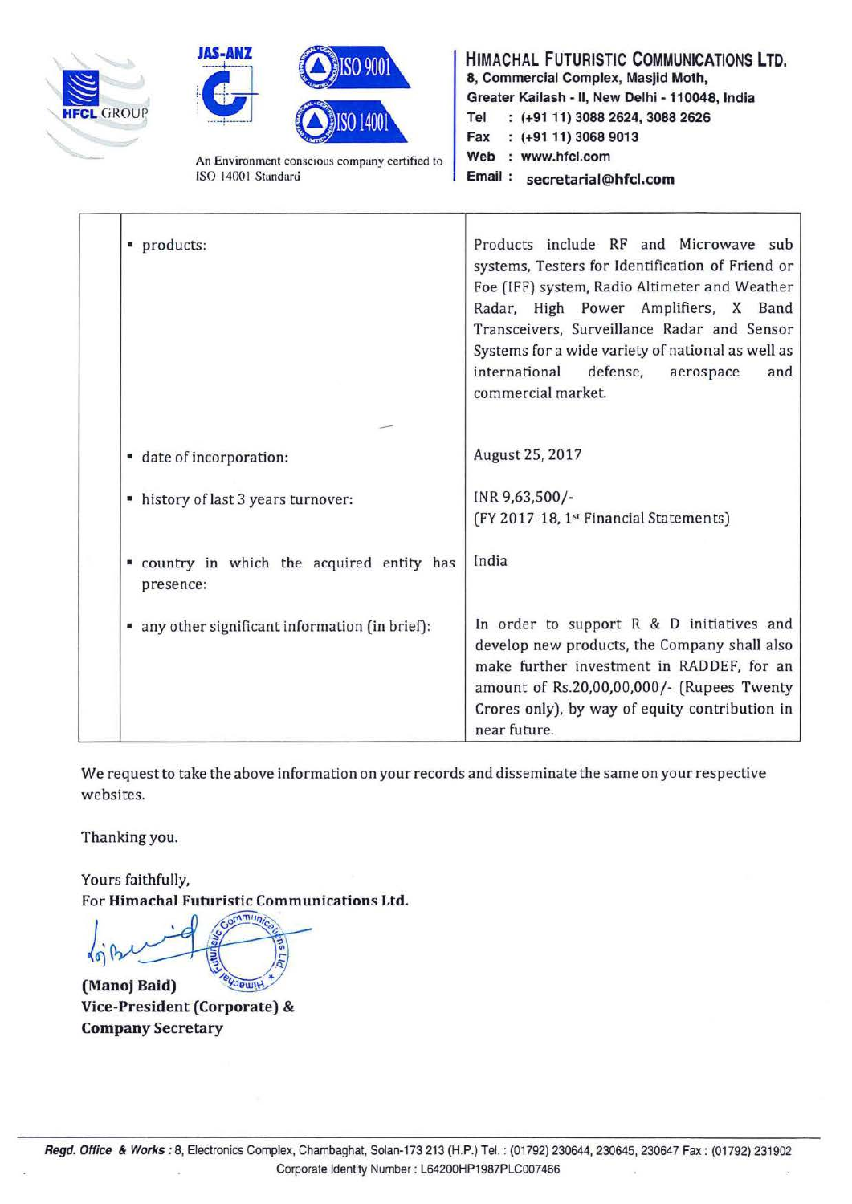**HIMACHAL FUTURISTIC COMMUNICATIONS LTD.**
8, Commercial Complex, Masjid Moth,
Greater Kailash - II, New Delhi - 110048, India
Tel : (+91 11) 3088 2624, 3088 2626
Fax : (+91 11) 3068 9013
Web : www.hfcl.com
Email : secretarial@hfcl.com

An Environment conscious company certified to ISO 14001 Standard

| | | |
|---|---|---|
| | ▪ products: | Products include RF and Microwave sub systems, Testers for Identification of Friend or Foe (IFF) system, Radio Altimeter and Weather Radar, High Power Amplifiers, X Band Transceivers, Surveillance Radar and Sensor Systems for a wide variety of national as well as international defense, aerospace and commercial market. |
| | ▪ date of incorporation: | August 25, 2017 |
| | ▪ history of last 3 years turnover: | INR 9,63,500/-<br>(FY 2017-18, 1st Financial Statements) |
| | ▪ country in which the acquired entity has presence: | India |
| | ▪ any other significant information (in brief): | In order to support R & D initiatives and develop new products, the Company shall also make further investment in RADDEF, for an amount of Rs.20,00,00,000/- (Rupees Twenty Crores only), by way of equity contribution in near future. |

We request to take the above information on your records and disseminate the same on your respective websites.

Thanking you.

Yours faithfully,
For **Himachal Futuristic Communications Ltd.**

**(Manoj Baid)**
**Vice-President (Corporate) &**
**Company Secretary**

***Regd. Office & Works :*** 8, Electronics Complex, Chambaghat, Solan-173 213 (H.P.) Tel. : (01792) 230644, 230645, 230647 Fax : (01792) 231902
Corporate Identity Number : L64200HP1987PLC007466